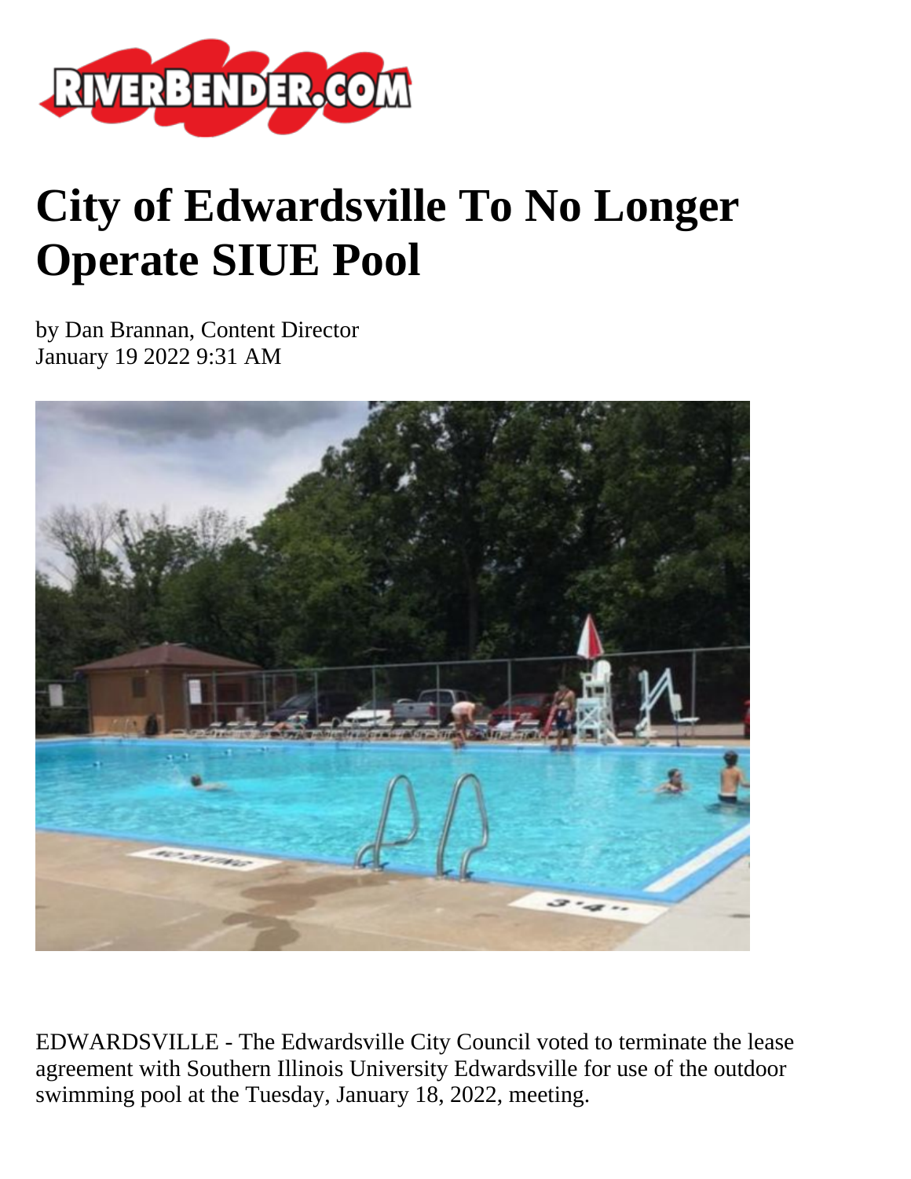# City of Edwardsville To No Longer Operate SIUE Pool

by Dan Brannan, Content Director
January 19 2022 9:31 AM

EDWARDSVILLE - The Edwardsville City Council voted to terminate the lease agreement with Southern Illinois University Edwardsville for use of the outdoor swimming pool at the Tuesday, January 18, 2022, meeting.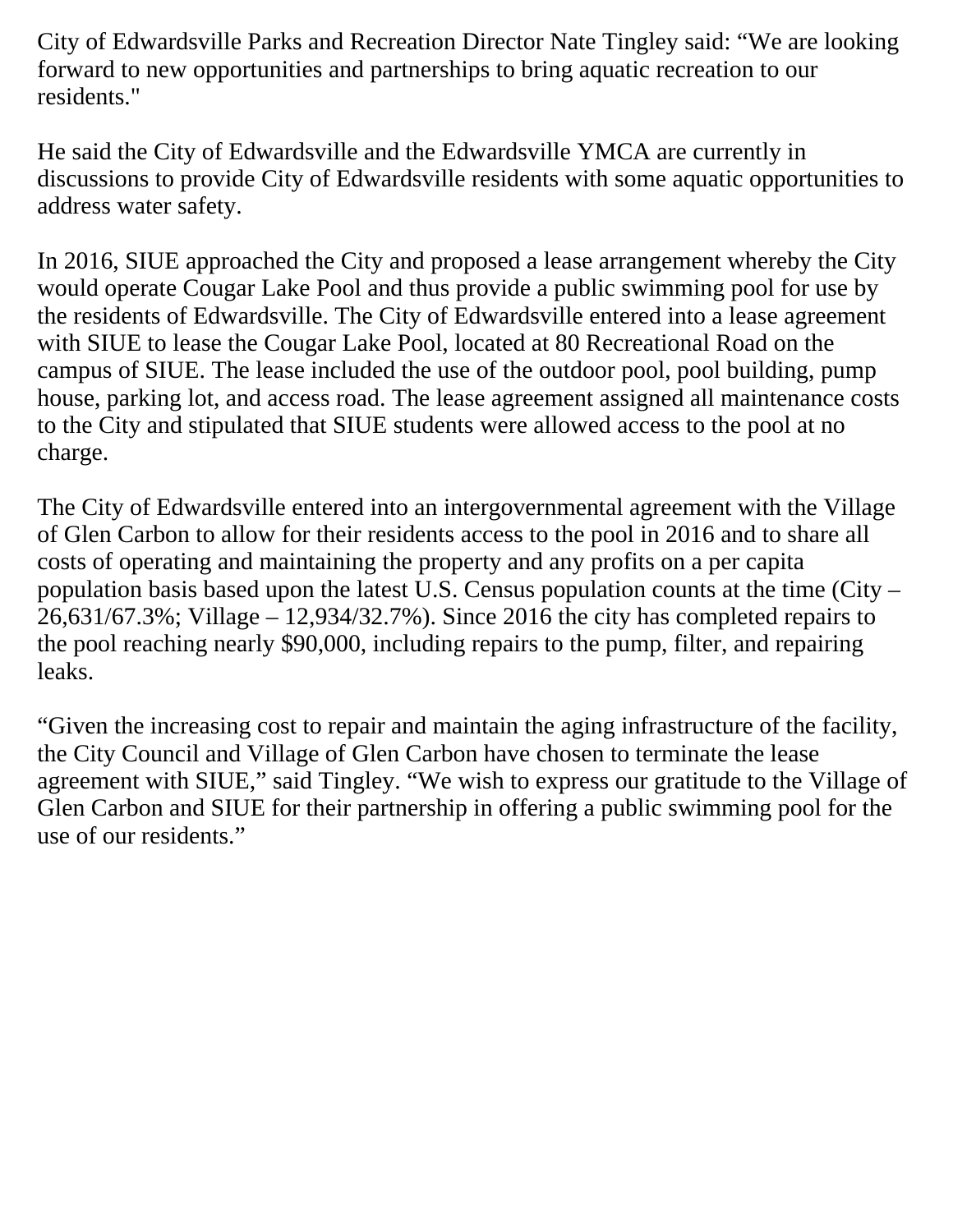City of Edwardsville Parks and Recreation Director Nate Tingley said: “We are looking forward to new opportunities and partnerships to bring aquatic recreation to our residents."

He said the City of Edwardsville and the Edwardsville YMCA are currently in discussions to provide City of Edwardsville residents with some aquatic opportunities to address water safety.

In 2016, SIUE approached the City and proposed a lease arrangement whereby the City would operate Cougar Lake Pool and thus provide a public swimming pool for use by the residents of Edwardsville. The City of Edwardsville entered into a lease agreement with SIUE to lease the Cougar Lake Pool, located at 80 Recreational Road on the campus of SIUE. The lease included the use of the outdoor pool, pool building, pump house, parking lot, and access road. The lease agreement assigned all maintenance costs to the City and stipulated that SIUE students were allowed access to the pool at no charge.

The City of Edwardsville entered into an intergovernmental agreement with the Village of Glen Carbon to allow for their residents access to the pool in 2016 and to share all costs of operating and maintaining the property and any profits on a per capita population basis based upon the latest U.S. Census population counts at the time (City – 26,631/67.3%; Village – 12,934/32.7%). Since 2016 the city has completed repairs to the pool reaching nearly $90,000, including repairs to the pump, filter, and repairing leaks.

“Given the increasing cost to repair and maintain the aging infrastructure of the facility, the City Council and Village of Glen Carbon have chosen to terminate the lease agreement with SIUE,” said Tingley. “We wish to express our gratitude to the Village of Glen Carbon and SIUE for their partnership in offering a public swimming pool for the use of our residents.”